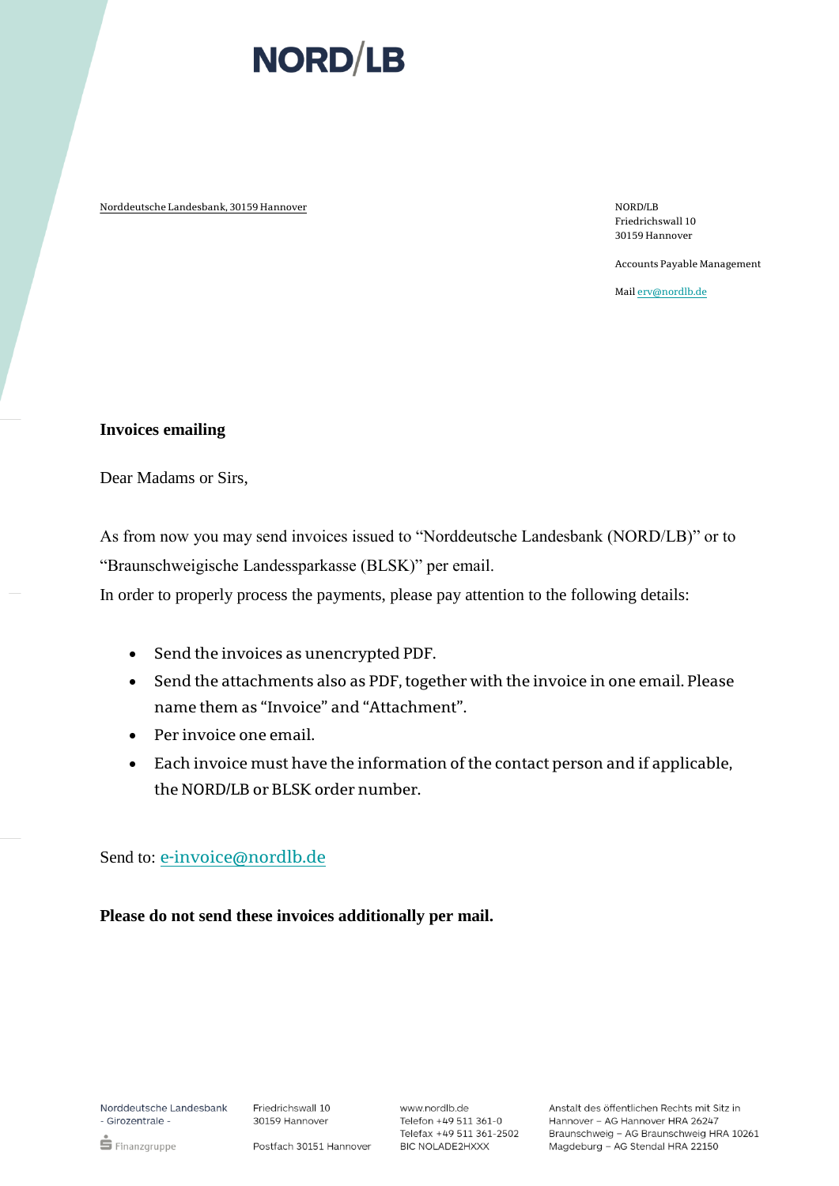NORD/LB

Norddeutsche Landesbank, 30159 Hannover

NORD/LB
Friedrichswall 10
30159 Hannover

Accounts Payable Management

Mail erv@nordlb.de

**Invoices emailing**

Dear Madams or Sirs,

As from now you may send invoices issued to "Norddeutsche Landesbank (NORD/LB)" or to "Braunschweigische Landessparkasse (BLSK)" per email.
In order to properly process the payments, please pay attention to the following details:

- Send the invoices as unencrypted PDF.
- Send the attachments also as PDF, together with the invoice in one email. Please name them as "Invoice" and "Attachment".
- Per invoice one email.
- Each invoice must have the information of the contact person and if applicable, the NORD/LB or BLSK order number.

Send to: e-invoice@nordlb.de

**Please do not send these invoices additionally per mail.**

Norddeutsche Landesbank - Girozentrale -
Finanzgruppe

Friedrichswall 10
30159 Hannover

Postfach 30151 Hannover

www.nordlb.de
Telefon +49 511 361-0
Telefax +49 511 361-2502
BIC NOLADE2HXXX

Anstalt des öffentlichen Rechts mit Sitz in
Hannover – AG Hannover HRA 26247
Braunschweig – AG Braunschweig HRA 10261
Magdeburg – AG Stendal HRA 22150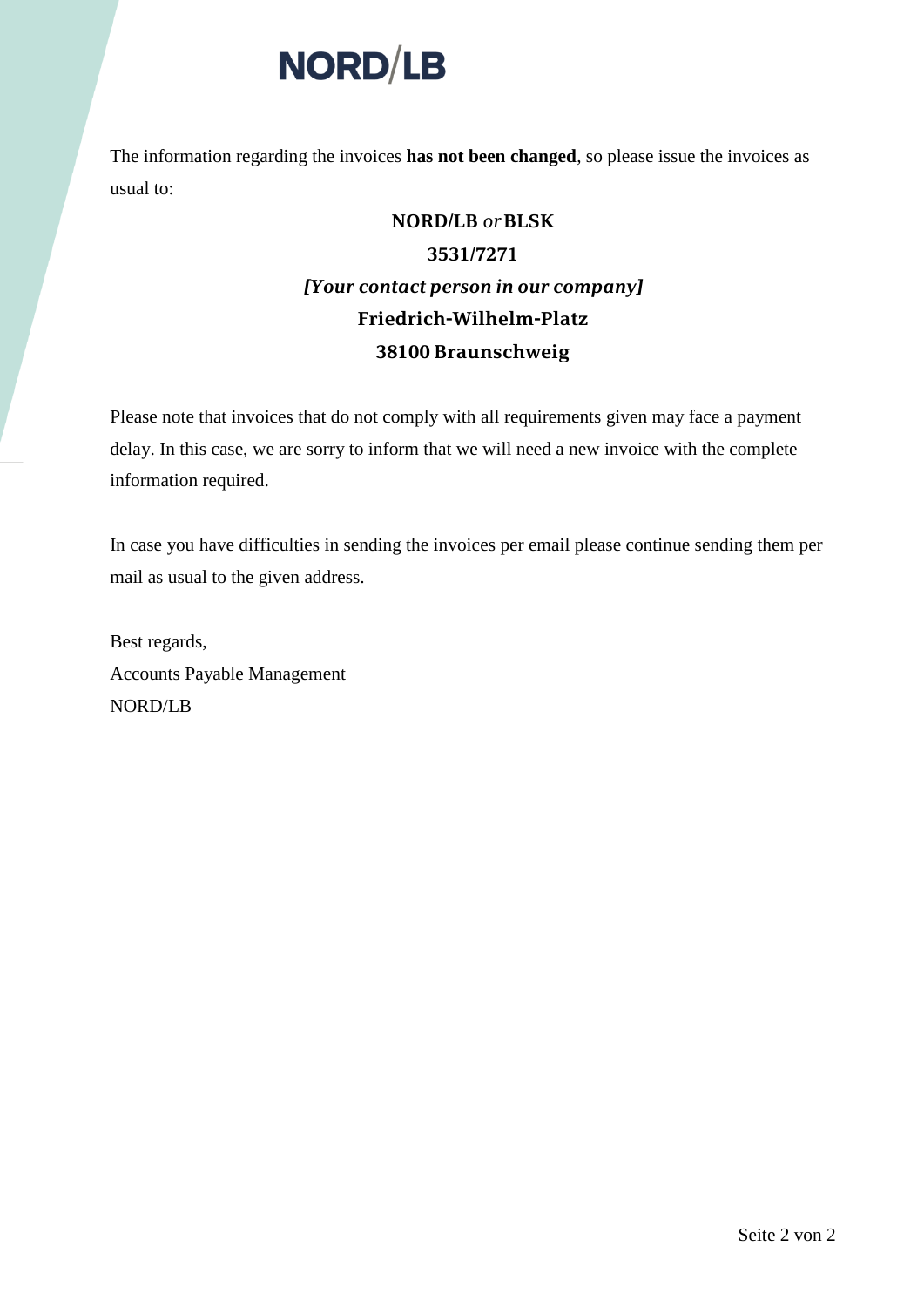The information regarding the invoices **has not been changed**, so please issue the invoices as usual to:

**NORD/LB** *or* **BLSK**
**3531/7271**
***[Your contact person in our company]***
**Friedrich-Wilhelm-Platz**
**38100 Braunschweig**

Please note that invoices that do not comply with all requirements given may face a payment delay. In this case, we are sorry to inform that we will need a new invoice with the complete information required.

In case you have difficulties in sending the invoices per email please continue sending them per mail as usual to the given address.

Best regards,
Accounts Payable Management
NORD/LB